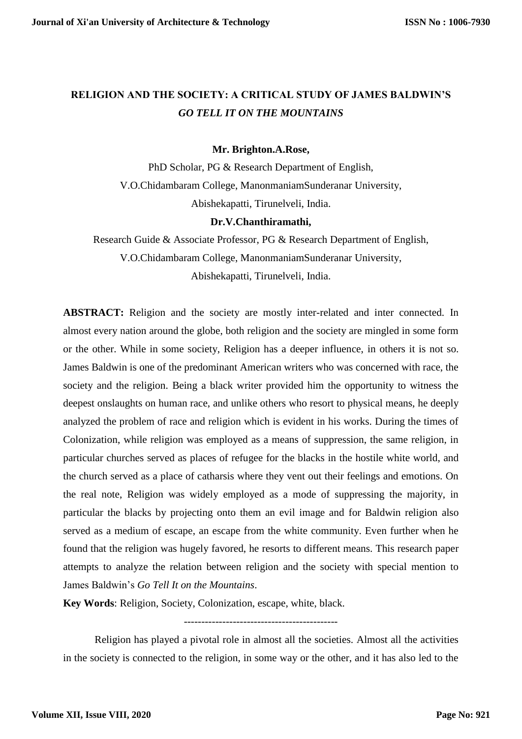# RELIGION AND THE SOCIETY: A CRITICAL STUDY OF JAMES BALDWIN'S *GO TELL IT ON THE MOUNTAINS*

**Mr. Brighton.A.Rose,**

PhD Scholar, PG & Research Department of English,
V.O.Chidambaram College, ManonmaniamSunderanar University,
Abishekapatti, Tirunelveli, India.

**Dr.V.Chanthiramathi,**

Research Guide & Associate Professor, PG & Research Department of English,
V.O.Chidambaram College, ManonmaniamSunderanar University,
Abishekapatti, Tirunelveli, India.

**ABSTRACT:** Religion and the society are mostly inter-related and inter connected. In almost every nation around the globe, both religion and the society are mingled in some form or the other. While in some society, Religion has a deeper influence, in others it is not so. James Baldwin is one of the predominant American writers who was concerned with race, the society and the religion. Being a black writer provided him the opportunity to witness the deepest onslaughts on human race, and unlike others who resort to physical means, he deeply analyzed the problem of race and religion which is evident in his works. During the times of Colonization, while religion was employed as a means of suppression, the same religion, in particular churches served as places of refugee for the blacks in the hostile white world, and the church served as a place of catharsis where they vent out their feelings and emotions. On the real note, Religion was widely employed as a mode of suppressing the majority, in particular the blacks by projecting onto them an evil image and for Baldwin religion also served as a medium of escape, an escape from the white community. Even further when he found that the religion was hugely favored, he resorts to different means. This research paper attempts to analyze the relation between religion and the society with special mention to James Baldwin's *Go Tell It on the Mountains*.

**Key Words**: Religion, Society, Colonization, escape, white, black.

---

Religion has played a pivotal role in almost all the societies. Almost all the activities in the society is connected to the religion, in some way or the other, and it has also led to the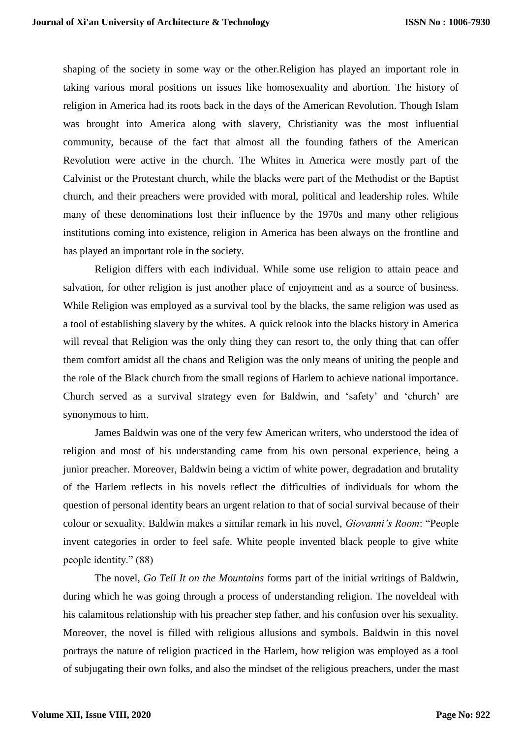shaping of the society in some way or the other.Religion has played an important role in taking various moral positions on issues like homosexuality and abortion. The history of religion in America had its roots back in the days of the American Revolution. Though Islam was brought into America along with slavery, Christianity was the most influential community, because of the fact that almost all the founding fathers of the American Revolution were active in the church. The Whites in America were mostly part of the Calvinist or the Protestant church, while the blacks were part of the Methodist or the Baptist church, and their preachers were provided with moral, political and leadership roles. While many of these denominations lost their influence by the 1970s and many other religious institutions coming into existence, religion in America has been always on the frontline and has played an important role in the society.

Religion differs with each individual. While some use religion to attain peace and salvation, for other religion is just another place of enjoyment and as a source of business. While Religion was employed as a survival tool by the blacks, the same religion was used as a tool of establishing slavery by the whites. A quick relook into the blacks history in America will reveal that Religion was the only thing they can resort to, the only thing that can offer them comfort amidst all the chaos and Religion was the only means of uniting the people and the role of the Black church from the small regions of Harlem to achieve national importance. Church served as a survival strategy even for Baldwin, and 'safety' and 'church' are synonymous to him.

James Baldwin was one of the very few American writers, who understood the idea of religion and most of his understanding came from his own personal experience, being a junior preacher. Moreover, Baldwin being a victim of white power, degradation and brutality of the Harlem reflects in his novels reflect the difficulties of individuals for whom the question of personal identity bears an urgent relation to that of social survival because of their colour or sexuality. Baldwin makes a similar remark in his novel, *Giovanni's Room*: "People invent categories in order to feel safe. White people invented black people to give white people identity." (88)

The novel, *Go Tell It on the Mountains* forms part of the initial writings of Baldwin, during which he was going through a process of understanding religion. The noveldeal with his calamitous relationship with his preacher step father, and his confusion over his sexuality. Moreover, the novel is filled with religious allusions and symbols. Baldwin in this novel portrays the nature of religion practiced in the Harlem, how religion was employed as a tool of subjugating their own folks, and also the mindset of the religious preachers, under the mast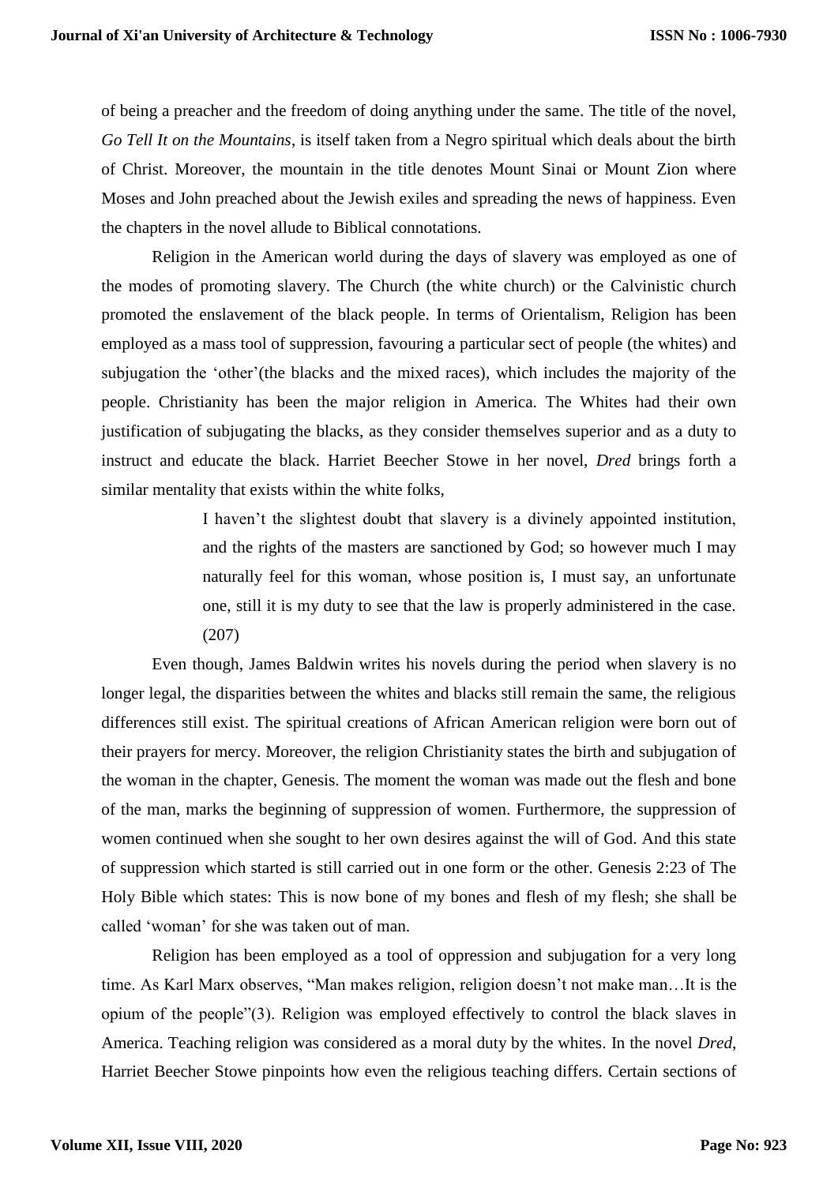of being a preacher and the freedom of doing anything under the same. The title of the novel, *Go Tell It on the Mountains*, is itself taken from a Negro spiritual which deals about the birth of Christ. Moreover, the mountain in the title denotes Mount Sinai or Mount Zion where Moses and John preached about the Jewish exiles and spreading the news of happiness. Even the chapters in the novel allude to Biblical connotations.

Religion in the American world during the days of slavery was employed as one of the modes of promoting slavery. The Church (the white church) or the Calvinistic church promoted the enslavement of the black people. In terms of Orientalism, Religion has been employed as a mass tool of suppression, favouring a particular sect of people (the whites) and subjugation the 'other'(the blacks and the mixed races), which includes the majority of the people. Christianity has been the major religion in America. The Whites had their own justification of subjugating the blacks, as they consider themselves superior and as a duty to instruct and educate the black. Harriet Beecher Stowe in her novel, *Dred* brings forth a similar mentality that exists within the white folks,

> I haven't the slightest doubt that slavery is a divinely appointed institution, and the rights of the masters are sanctioned by God; so however much I may naturally feel for this woman, whose position is, I must say, an unfortunate one, still it is my duty to see that the law is properly administered in the case. (207)

Even though, James Baldwin writes his novels during the period when slavery is no longer legal, the disparities between the whites and blacks still remain the same, the religious differences still exist. The spiritual creations of African American religion were born out of their prayers for mercy. Moreover, the religion Christianity states the birth and subjugation of the woman in the chapter, Genesis. The moment the woman was made out the flesh and bone of the man, marks the beginning of suppression of women. Furthermore, the suppression of women continued when she sought to her own desires against the will of God. And this state of suppression which started is still carried out in one form or the other. Genesis 2:23 of The Holy Bible which states: This is now bone of my bones and flesh of my flesh; she shall be called 'woman' for she was taken out of man.

Religion has been employed as a tool of oppression and subjugation for a very long time. As Karl Marx observes, "Man makes religion, religion doesn't not make man…It is the opium of the people"(3). Religion was employed effectively to control the black slaves in America. Teaching religion was considered as a moral duty by the whites. In the novel *Dred*, Harriet Beecher Stowe pinpoints how even the religious teaching differs. Certain sections of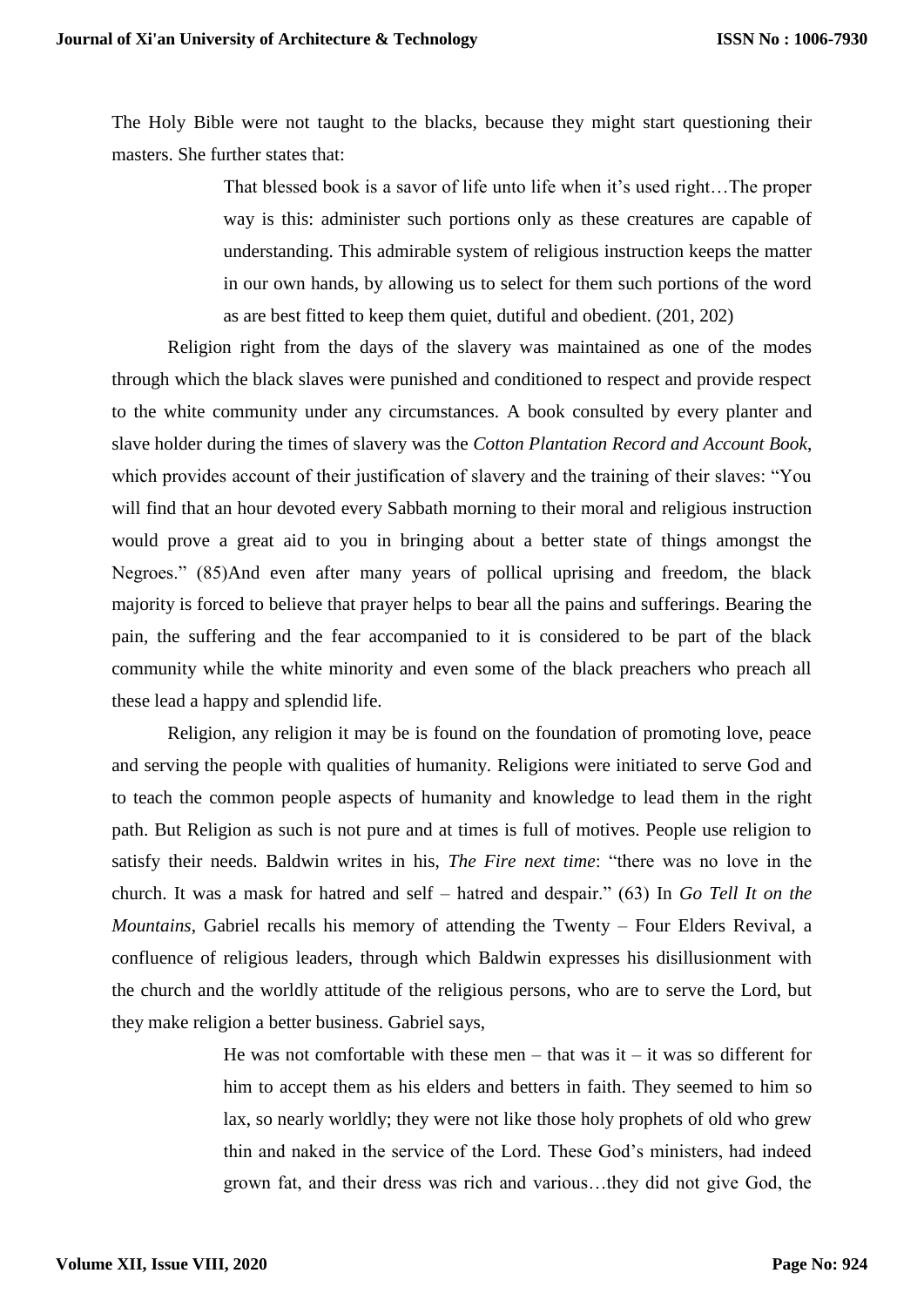The Holy Bible were not taught to the blacks, because they might start questioning their masters. She further states that:

> That blessed book is a savor of life unto life when it's used right…The proper way is this: administer such portions only as these creatures are capable of understanding. This admirable system of religious instruction keeps the matter in our own hands, by allowing us to select for them such portions of the word as are best fitted to keep them quiet, dutiful and obedient. (201, 202)

Religion right from the days of the slavery was maintained as one of the modes through which the black slaves were punished and conditioned to respect and provide respect to the white community under any circumstances. A book consulted by every planter and slave holder during the times of slavery was the *Cotton Plantation Record and Account Book*, which provides account of their justification of slavery and the training of their slaves: "You will find that an hour devoted every Sabbath morning to their moral and religious instruction would prove a great aid to you in bringing about a better state of things amongst the Negroes." (85)And even after many years of pollical uprising and freedom, the black majority is forced to believe that prayer helps to bear all the pains and sufferings. Bearing the pain, the suffering and the fear accompanied to it is considered to be part of the black community while the white minority and even some of the black preachers who preach all these lead a happy and splendid life.

Religion, any religion it may be is found on the foundation of promoting love, peace and serving the people with qualities of humanity. Religions were initiated to serve God and to teach the common people aspects of humanity and knowledge to lead them in the right path. But Religion as such is not pure and at times is full of motives. People use religion to satisfy their needs. Baldwin writes in his, *The Fire next time*: "there was no love in the church. It was a mask for hatred and self – hatred and despair." (63) In *Go Tell It on the Mountains*, Gabriel recalls his memory of attending the Twenty – Four Elders Revival, a confluence of religious leaders, through which Baldwin expresses his disillusionment with the church and the worldly attitude of the religious persons, who are to serve the Lord, but they make religion a better business. Gabriel says,

> He was not comfortable with these men – that was it – it was so different for him to accept them as his elders and betters in faith. They seemed to him so lax, so nearly worldly; they were not like those holy prophets of old who grew thin and naked in the service of the Lord. These God's ministers, had indeed grown fat, and their dress was rich and various…they did not give God, the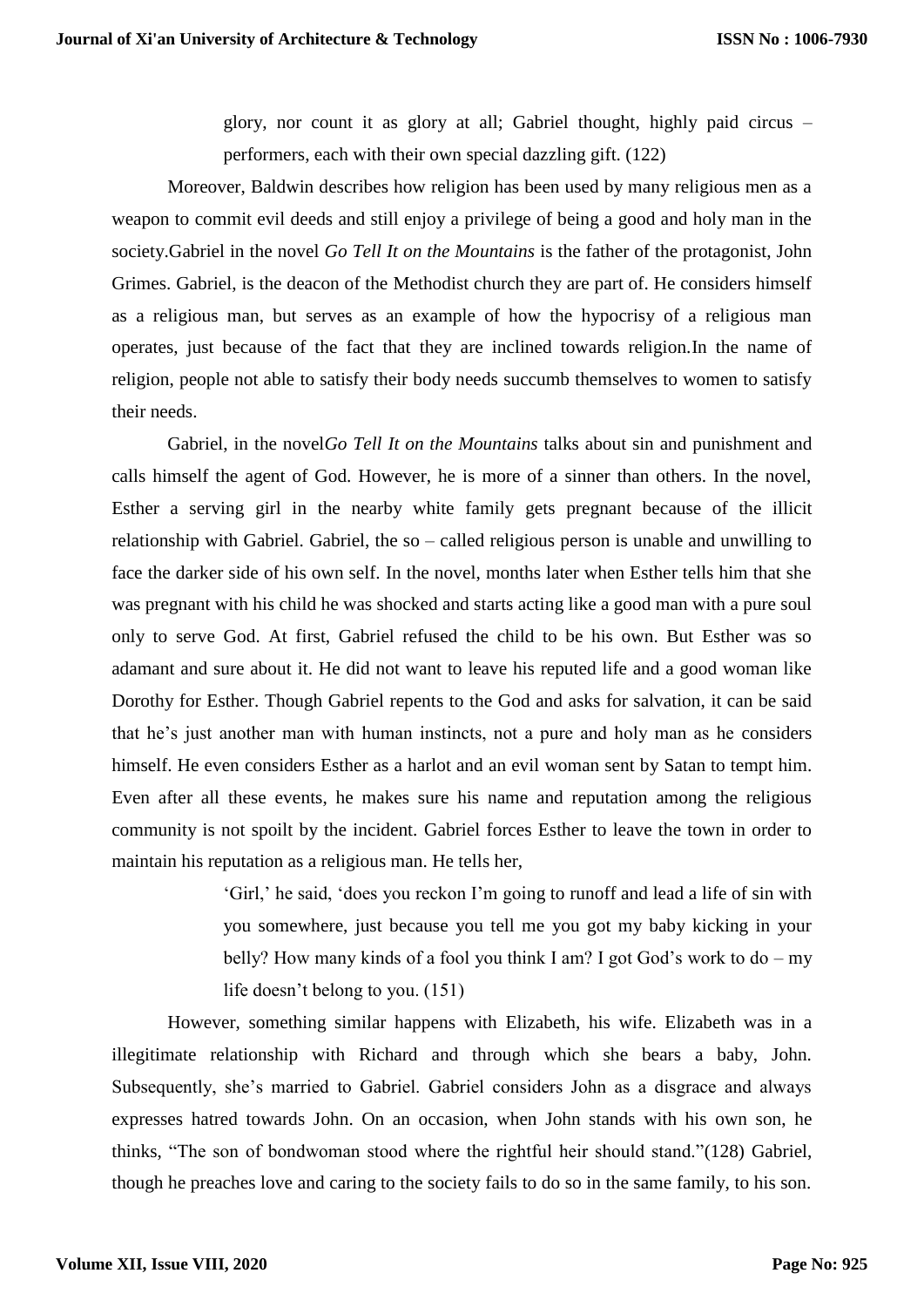> glory, nor count it as glory at all; Gabriel thought, highly paid circus – performers, each with their own special dazzling gift. (122)

Moreover, Baldwin describes how religion has been used by many religious men as a weapon to commit evil deeds and still enjoy a privilege of being a good and holy man in the society.Gabriel in the novel *Go Tell It on the Mountains* is the father of the protagonist, John Grimes. Gabriel, is the deacon of the Methodist church they are part of. He considers himself as a religious man, but serves as an example of how the hypocrisy of a religious man operates, just because of the fact that they are inclined towards religion.In the name of religion, people not able to satisfy their body needs succumb themselves to women to satisfy their needs.

Gabriel, in the novel*Go Tell It on the Mountains* talks about sin and punishment and calls himself the agent of God. However, he is more of a sinner than others. In the novel, Esther a serving girl in the nearby white family gets pregnant because of the illicit relationship with Gabriel. Gabriel, the so – called religious person is unable and unwilling to face the darker side of his own self. In the novel, months later when Esther tells him that she was pregnant with his child he was shocked and starts acting like a good man with a pure soul only to serve God. At first, Gabriel refused the child to be his own. But Esther was so adamant and sure about it. He did not want to leave his reputed life and a good woman like Dorothy for Esther. Though Gabriel repents to the God and asks for salvation, it can be said that he's just another man with human instincts, not a pure and holy man as he considers himself. He even considers Esther as a harlot and an evil woman sent by Satan to tempt him. Even after all these events, he makes sure his name and reputation among the religious community is not spoilt by the incident. Gabriel forces Esther to leave the town in order to maintain his reputation as a religious man. He tells her,

> 'Girl,' he said, 'does you reckon I'm going to runoff and lead a life of sin with you somewhere, just because you tell me you got my baby kicking in your belly? How many kinds of a fool you think I am? I got God's work to do – my life doesn't belong to you. (151)

However, something similar happens with Elizabeth, his wife. Elizabeth was in a illegitimate relationship with Richard and through which she bears a baby, John. Subsequently, she's married to Gabriel. Gabriel considers John as a disgrace and always expresses hatred towards John. On an occasion, when John stands with his own son, he thinks, "The son of bondwoman stood where the rightful heir should stand."(128) Gabriel, though he preaches love and caring to the society fails to do so in the same family, to his son.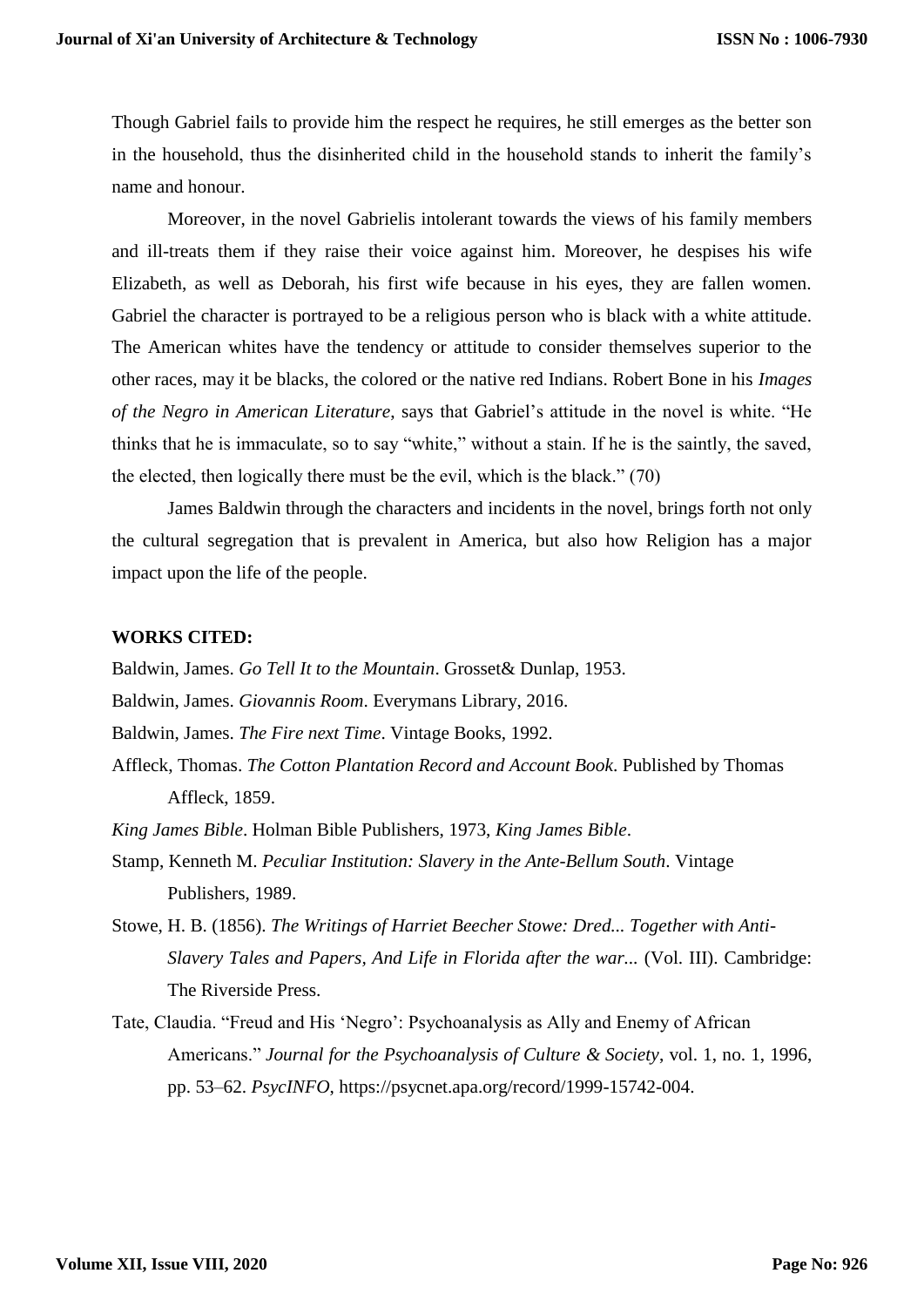Though Gabriel fails to provide him the respect he requires, he still emerges as the better son in the household, thus the disinherited child in the household stands to inherit the family's name and honour.

Moreover, in the novel Gabrielis intolerant towards the views of his family members and ill-treats them if they raise their voice against him. Moreover, he despises his wife Elizabeth, as well as Deborah, his first wife because in his eyes, they are fallen women. Gabriel the character is portrayed to be a religious person who is black with a white attitude. The American whites have the tendency or attitude to consider themselves superior to the other races, may it be blacks, the colored or the native red Indians. Robert Bone in his *Images of the Negro in American Literature*, says that Gabriel's attitude in the novel is white. "He thinks that he is immaculate, so to say "white," without a stain. If he is the saintly, the saved, the elected, then logically there must be the evil, which is the black." (70)

James Baldwin through the characters and incidents in the novel, brings forth not only the cultural segregation that is prevalent in America, but also how Religion has a major impact upon the life of the people.

**WORKS CITED:**

Baldwin, James. *Go Tell It to the Mountain*. Grosset& Dunlap, 1953.

Baldwin, James. *Giovannis Room*. Everymans Library, 2016.

Baldwin, James. *The Fire next Time*. Vintage Books, 1992.

Affleck, Thomas. *The Cotton Plantation Record and Account Book*. Published by Thomas Affleck, 1859.

*King James Bible*. Holman Bible Publishers, 1973, *King James Bible*.

Stamp, Kenneth M. *Peculiar Institution: Slavery in the Ante-Bellum South*. Vintage Publishers, 1989.

Stowe, H. B. (1856). *The Writings of Harriet Beecher Stowe: Dred... Together with Anti-Slavery Tales and Papers, And Life in Florida after the war...* (Vol. III). Cambridge: The Riverside Press.

Tate, Claudia. "Freud and His 'Negro': Psychoanalysis as Ally and Enemy of African Americans." *Journal for the Psychoanalysis of Culture & Society*, vol. 1, no. 1, 1996, pp. 53–62. *PsycINFO*, https://psycnet.apa.org/record/1999-15742-004.